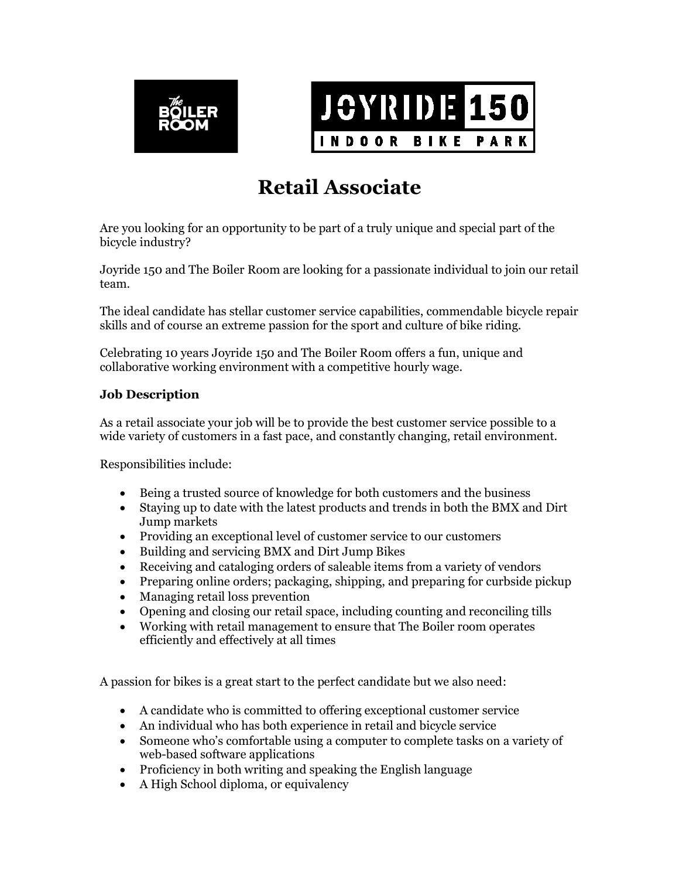# Retail Associate

Are you looking for an opportunity to be part of a truly unique and special part of the bicycle industry?

Joyride 150 and The Boiler Room are looking for a passionate individual to join our retail team.

The ideal candidate has stellar customer service capabilities, commendable bicycle repair skills and of course an extreme passion for the sport and culture of bike riding.

Celebrating 10 years Joyride 150 and The Boiler Room offers a fun, unique and collaborative working environment with a competitive hourly wage.

**Job Description**

As a retail associate your job will be to provide the best customer service possible to a wide variety of customers in a fast pace, and constantly changing, retail environment.

Responsibilities include:

- Being a trusted source of knowledge for both customers and the business
- Staying up to date with the latest products and trends in both the BMX and Dirt Jump markets
- Providing an exceptional level of customer service to our customers
- Building and servicing BMX and Dirt Jump Bikes
- Receiving and cataloging orders of saleable items from a variety of vendors
- Preparing online orders; packaging, shipping, and preparing for curbside pickup
- Managing retail loss prevention
- Opening and closing our retail space, including counting and reconciling tills
- Working with retail management to ensure that The Boiler room operates efficiently and effectively at all times

A passion for bikes is a great start to the perfect candidate but we also need:

- A candidate who is committed to offering exceptional customer service
- An individual who has both experience in retail and bicycle service
- Someone who's comfortable using a computer to complete tasks on a variety of web-based software applications
- Proficiency in both writing and speaking the English language
- A High School diploma, or equivalency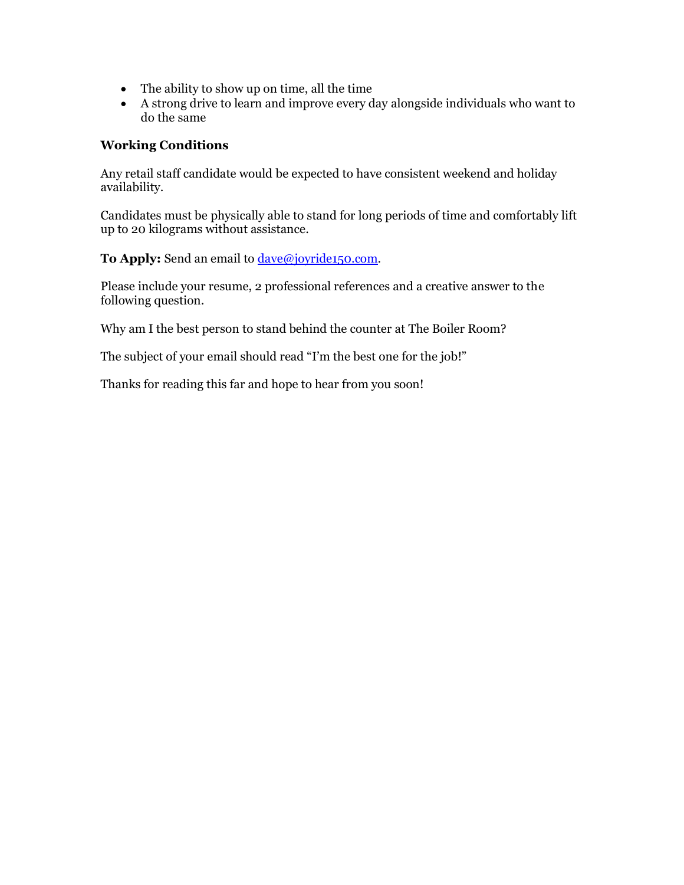- The ability to show up on time, all the time
- A strong drive to learn and improve every day alongside individuals who want to do the same

### Working Conditions

Any retail staff candidate would be expected to have consistent weekend and holiday availability.

Candidates must be physically able to stand for long periods of time and comfortably lift up to 20 kilograms without assistance.

**To Apply:** Send an email to dave@joyride150.com.

Please include your resume, 2 professional references and a creative answer to the following question.

Why am I the best person to stand behind the counter at The Boiler Room?

The subject of your email should read "I'm the best one for the job!"

Thanks for reading this far and hope to hear from you soon!